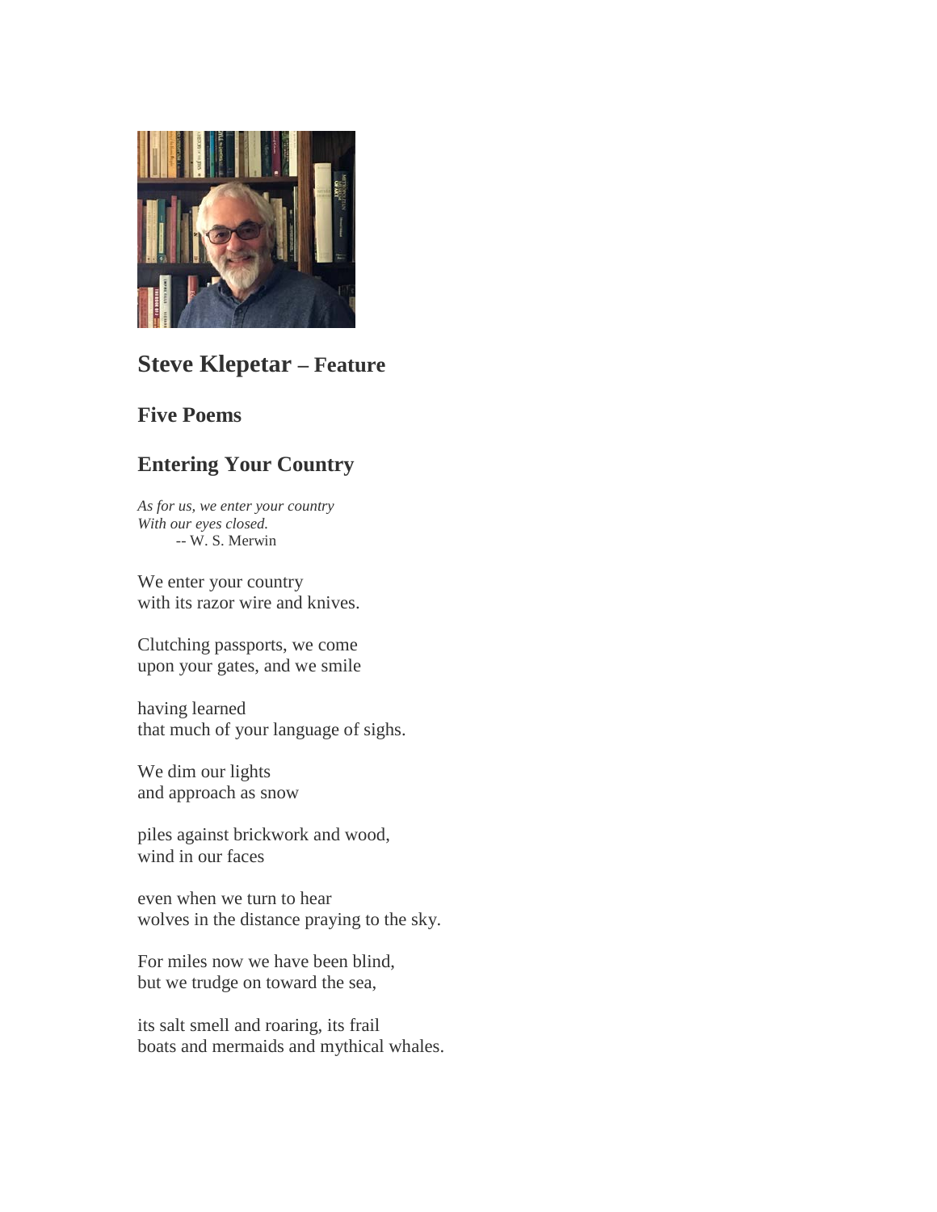## Steve Klepetar – Feature

### Five Poems

### Entering Your Country

*As for us, we enter your country*
*With our eyes closed.*
-- W. S. Merwin

We enter your country
with its razor wire and knives.

Clutching passports, we come
upon your gates, and we smile

having learned
that much of your language of sighs.

We dim our lights
and approach as snow

piles against brickwork and wood,
wind in our faces

even when we turn to hear
wolves in the distance praying to the sky.

For miles now we have been blind,
but we trudge on toward the sea,

its salt smell and roaring, its frail
boats and mermaids and mythical whales.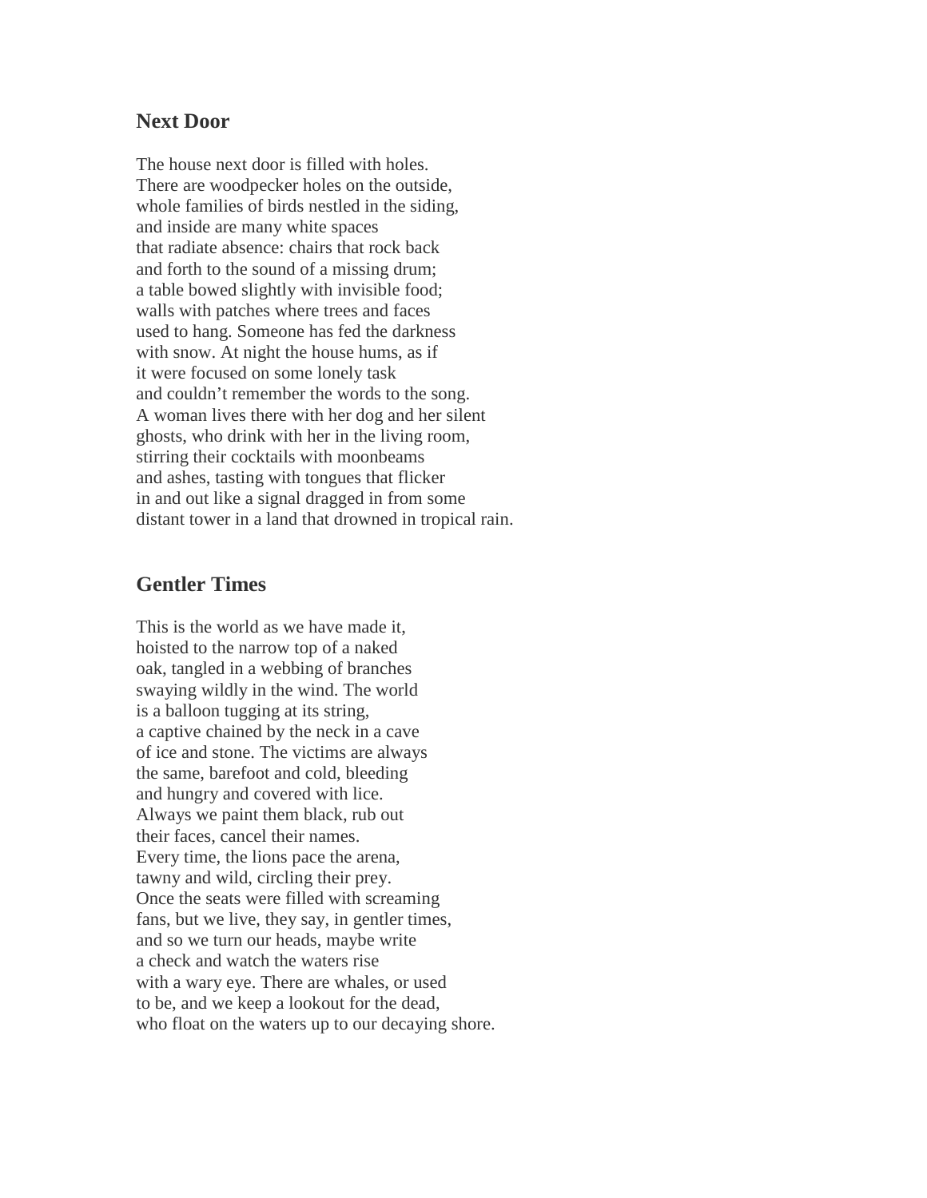## Next Door

The house next door is filled with holes.  
There are woodpecker holes on the outside,  
whole families of birds nestled in the siding,  
and inside are many white spaces  
that radiate absence: chairs that rock back  
and forth to the sound of a missing drum;  
a table bowed slightly with invisible food;  
walls with patches where trees and faces  
used to hang. Someone has fed the darkness  
with snow. At night the house hums, as if  
it were focused on some lonely task  
and couldn't remember the words to the song.  
A woman lives there with her dog and her silent  
ghosts, who drink with her in the living room,  
stirring their cocktails with moonbeams  
and ashes, tasting with tongues that flicker  
in and out like a signal dragged in from some  
distant tower in a land that drowned in tropical rain.

## Gentler Times

This is the world as we have made it,  
hoisted to the narrow top of a naked  
oak, tangled in a webbing of branches  
swaying wildly in the wind. The world  
is a balloon tugging at its string,  
a captive chained by the neck in a cave  
of ice and stone. The victims are always  
the same, barefoot and cold, bleeding  
and hungry and covered with lice.  
Always we paint them black, rub out  
their faces, cancel their names.  
Every time, the lions pace the arena,  
tawny and wild, circling their prey.  
Once the seats were filled with screaming  
fans, but we live, they say, in gentler times,  
and so we turn our heads, maybe write  
a check and watch the waters rise  
with a wary eye. There are whales, or used  
to be, and we keep a lookout for the dead,  
who float on the waters up to our decaying shore.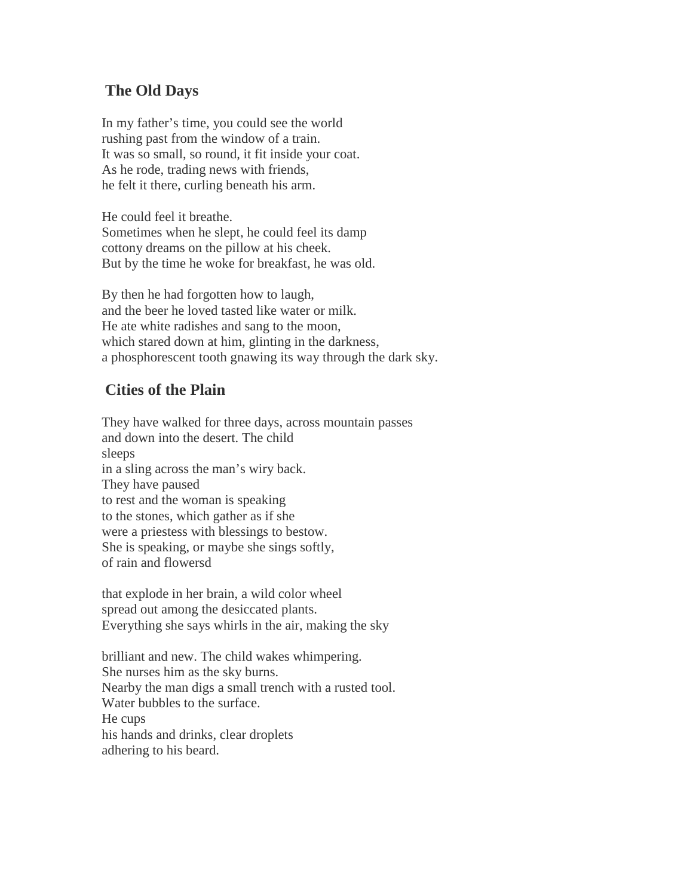## The Old Days

In my father's time, you could see the world  
rushing past from the window of a train.  
It was so small, so round, it fit inside your coat.  
As he rode, trading news with friends,  
he felt it there, curling beneath his arm.

He could feel it breathe.  
Sometimes when he slept, he could feel its damp  
cottony dreams on the pillow at his cheek.  
But by the time he woke for breakfast, he was old.

By then he had forgotten how to laugh,  
and the beer he loved tasted like water or milk.  
He ate white radishes and sang to the moon,  
which stared down at him, glinting in the darkness,  
a phosphorescent tooth gnawing its way through the dark sky.

## Cities of the Plain

They have walked for three days, across mountain passes  
and down into the desert. The child  
sleeps  
in a sling across the man's wiry back.  
They have paused  
to rest and the woman is speaking  
to the stones, which gather as if she  
were a priestess with blessings to bestow.  
She is speaking, or maybe she sings softly,  
of rain and flowersd

that explode in her brain, a wild color wheel  
spread out among the desiccated plants.  
Everything she says whirls in the air, making the sky

brilliant and new. The child wakes whimpering.  
She nurses him as the sky burns.  
Nearby the man digs a small trench with a rusted tool.  
Water bubbles to the surface.  
He cups  
his hands and drinks, clear droplets  
adhering to his beard.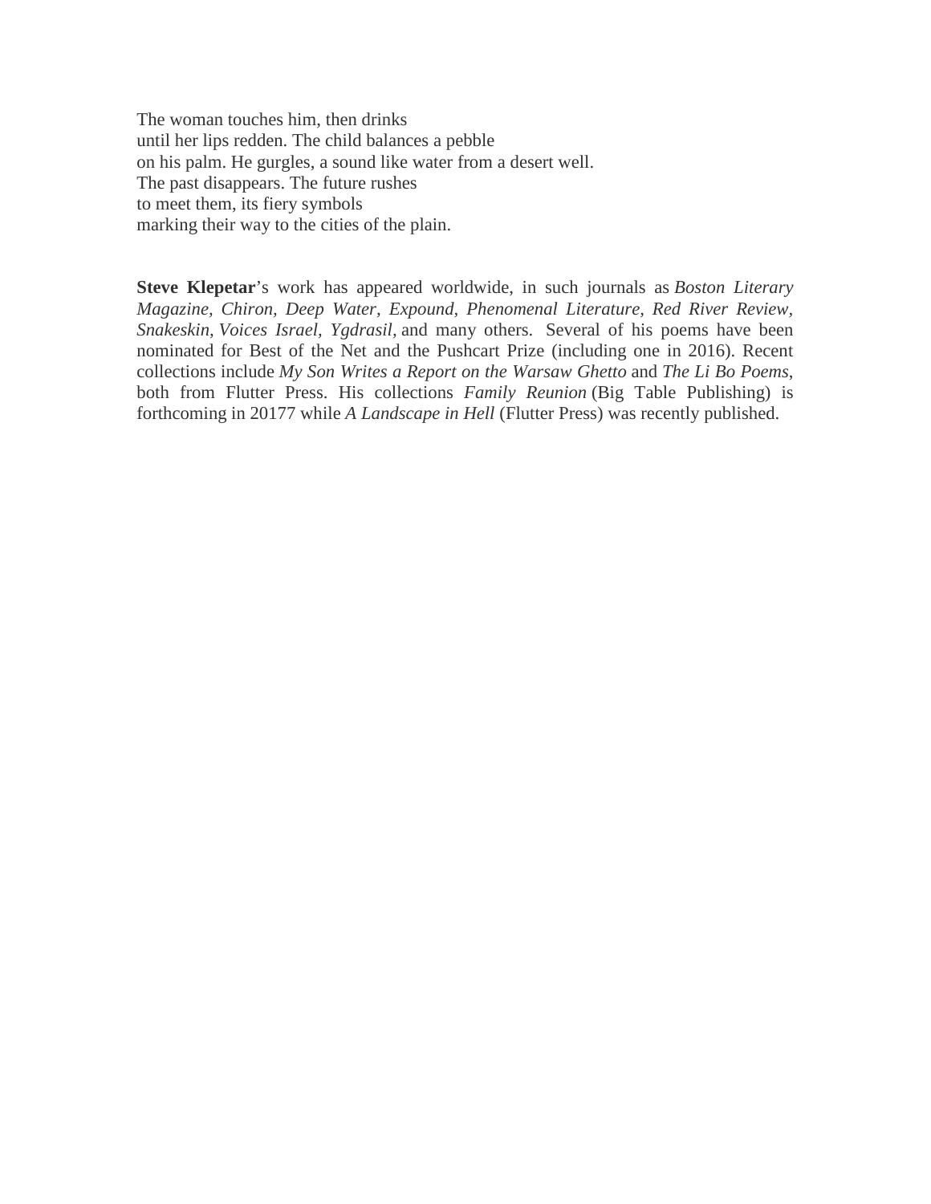The woman touches him, then drinks  
until her lips redden. The child balances a pebble  
on his palm. He gurgles, a sound like water from a desert well.  
The past disappears. The future rushes  
to meet them, its fiery symbols  
marking their way to the cities of the plain.

**Steve Klepetar**'s work has appeared worldwide, in such journals as *Boston Literary Magazine, Chiron, Deep Water, Expound, Phenomenal Literature, Red River Review, Snakeskin, Voices Israel, Ygdrasil,* and many others. Several of his poems have been nominated for Best of the Net and the Pushcart Prize (including one in 2016). Recent collections include *My Son Writes a Report on the Warsaw Ghetto* and *The Li Bo Poems*, both from Flutter Press. His collections *Family Reunion* (Big Table Publishing) is forthcoming in 20177 while *A Landscape in Hell* (Flutter Press) was recently published.